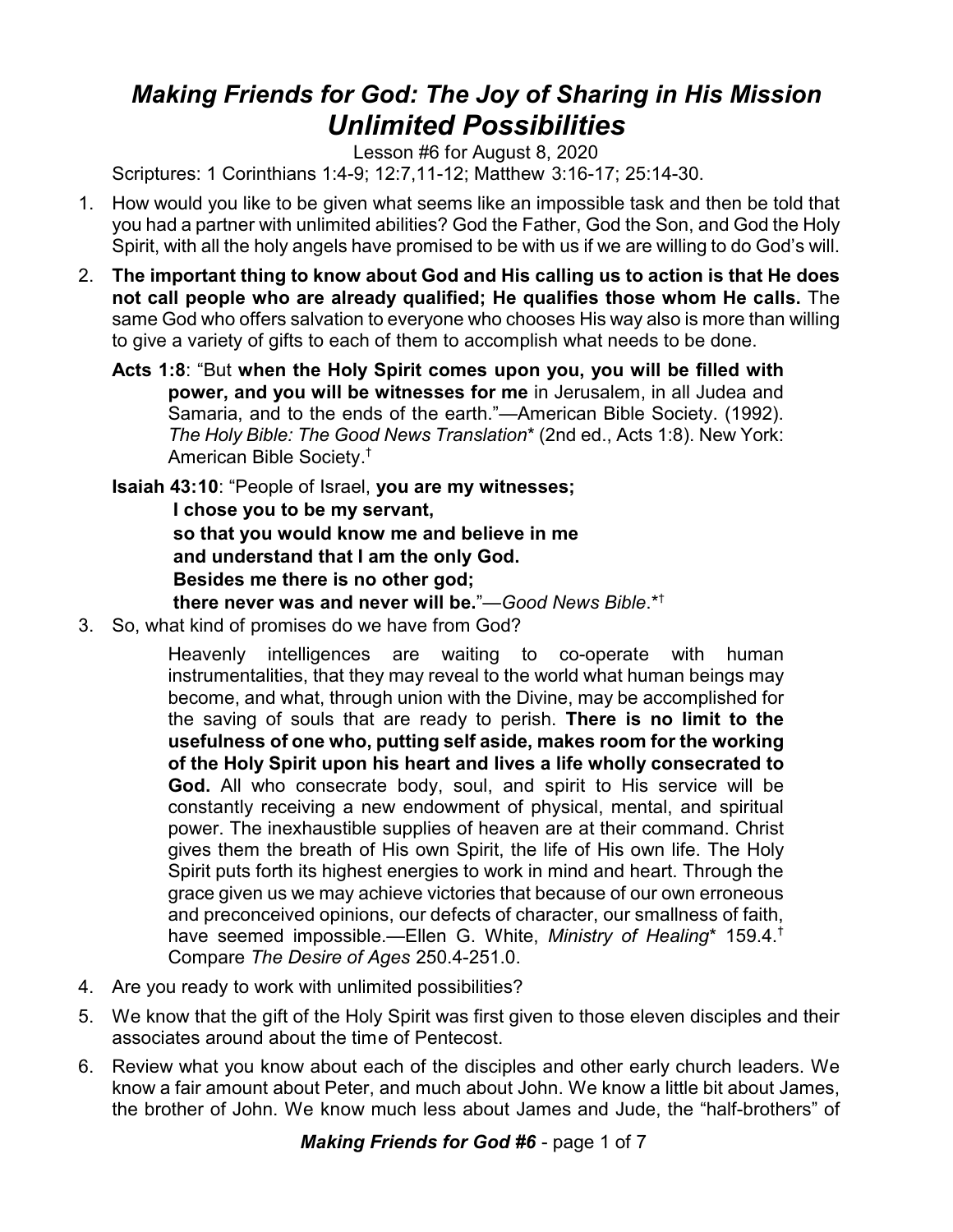# *Making Friends for God: The Joy of Sharing in His Mission*
# *Unlimited Possibilities*

Lesson #6 for August 8, 2020

Scriptures: 1 Corinthians 1:4-9; 12:7,11-12; Matthew 3:16-17; 25:14-30.

1. How would you like to be given what seems like an impossible task and then be told that you had a partner with unlimited abilities? God the Father, God the Son, and God the Holy Spirit, with all the holy angels have promised to be with us if we are willing to do God's will.

2. **The important thing to know about God and His calling us to action is that He does not call people who are already qualified; He qualifies those whom He calls.** The same God who offers salvation to everyone who chooses His way also is more than willing to give a variety of gifts to each of them to accomplish what needs to be done.

   **Acts 1:8**: "But **when the Holy Spirit comes upon you, you will be filled with power, and you will be witnesses for me** in Jerusalem, in all Judea and Samaria, and to the ends of the earth."—American Bible Society. (1992). *The Holy Bible: The Good News Translation** (2nd ed., Acts 1:8). New York: American Bible Society.[†]

   **Isaiah 43:10**: "People of Israel, **you are my witnesses;**
   **I chose you to be my servant,**
   **so that you would know me and believe in me**
   **and understand that I am the only God.**
   **Besides me there is no other god;**
   **there never was and never will be.**"—*Good News Bible*.*[†]

3. So, what kind of promises do we have from God?

   > Heavenly intelligences are waiting to co-operate with human instrumentalities, that they may reveal to the world what human beings may become, and what, through union with the Divine, may be accomplished for the saving of souls that are ready to perish. **There is no limit to the usefulness of one who, putting self aside, makes room for the working of the Holy Spirit upon his heart and lives a life wholly consecrated to God.** All who consecrate body, soul, and spirit to His service will be constantly receiving a new endowment of physical, mental, and spiritual power. The inexhaustible supplies of heaven are at their command. Christ gives them the breath of His own Spirit, the life of His own life. The Holy Spirit puts forth its highest energies to work in mind and heart. Through the grace given us we may achieve victories that because of our own erroneous and preconceived opinions, our defects of character, our smallness of faith, have seemed impossible.—Ellen G. White, *Ministry of Healing** 159.4.[†] Compare *The Desire of Ages* 250.4-251.0.

4. Are you ready to work with unlimited possibilities?

5. We know that the gift of the Holy Spirit was first given to those eleven disciples and their associates around about the time of Pentecost.

6. Review what you know about each of the disciples and other early church leaders. We know a fair amount about Peter, and much about John. We know a little bit about James, the brother of John. We know much less about James and Jude, the "half-brothers" of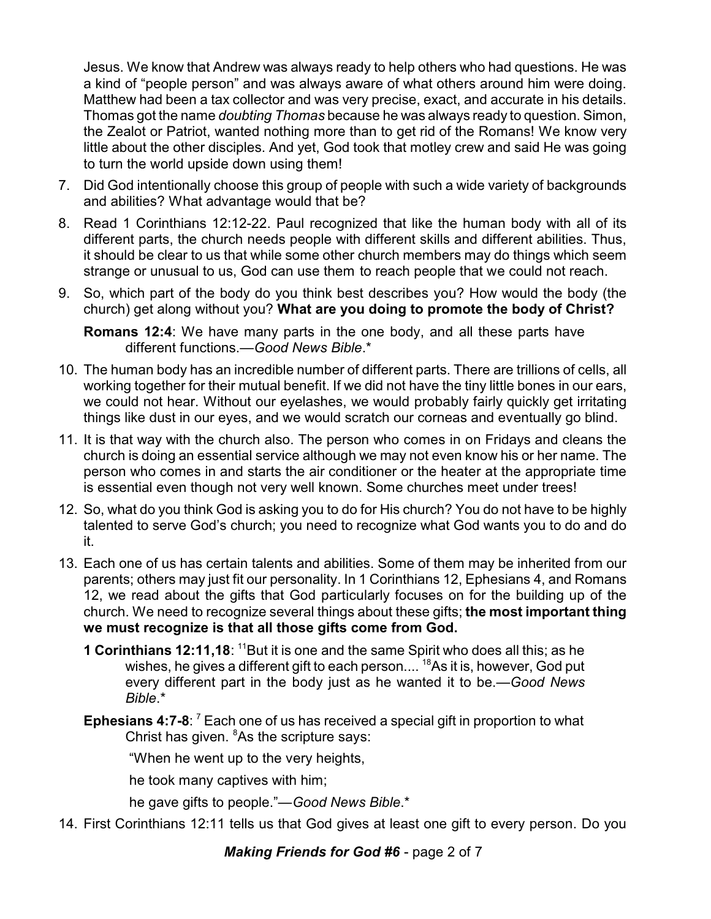Jesus. We know that Andrew was always ready to help others who had questions. He was a kind of "people person" and was always aware of what others around him were doing. Matthew had been a tax collector and was very precise, exact, and accurate in his details. Thomas got the name *doubting Thomas* because he was always ready to question. Simon, the Zealot or Patriot, wanted nothing more than to get rid of the Romans! We know very little about the other disciples. And yet, God took that motley crew and said He was going to turn the world upside down using them!

7. Did God intentionally choose this group of people with such a wide variety of backgrounds and abilities? What advantage would that be?

8. Read 1 Corinthians 12:12-22. Paul recognized that like the human body with all of its different parts, the church needs people with different skills and different abilities. Thus, it should be clear to us that while some other church members may do things which seem strange or unusual to us, God can use them to reach people that we could not reach.

9. So, which part of the body do you think best describes you? How would the body (the church) get along without you? **What are you doing to promote the body of Christ?**

   **Romans 12:4**: We have many parts in the one body, and all these parts have different functions.—*Good News Bible*.*

10. The human body has an incredible number of different parts. There are trillions of cells, all working together for their mutual benefit. If we did not have the tiny little bones in our ears, we could not hear. Without our eyelashes, we would probably fairly quickly get irritating things like dust in our eyes, and we would scratch our corneas and eventually go blind.

11. It is that way with the church also. The person who comes in on Fridays and cleans the church is doing an essential service although we may not even know his or her name. The person who comes in and starts the air conditioner or the heater at the appropriate time is essential even though not very well known. Some churches meet under trees!

12. So, what do you think God is asking you to do for His church? You do not have to be highly talented to serve God's church; you need to recognize what God wants you to do and do it.

13. Each one of us has certain talents and abilities. Some of them may be inherited from our parents; others may just fit our personality. In 1 Corinthians 12, Ephesians 4, and Romans 12, we read about the gifts that God particularly focuses on for the building up of the church. We need to recognize several things about these gifts; **the most important thing we must recognize is that all those gifts come from God.**

    **1 Corinthians 12:11,18**: [11]But it is one and the same Spirit who does all this; as he wishes, he gives a different gift to each person.... [18]As it is, however, God put every different part in the body just as he wanted it to be.—*Good News Bible*.*

    **Ephesians 4:7-8**: [7] Each one of us has received a special gift in proportion to what Christ has given. [8]As the scripture says:

    "When he went up to the very heights,

    he took many captives with him;

    he gave gifts to people."—*Good News Bible*.*

14. First Corinthians 12:11 tells us that God gives at least one gift to every person. Do you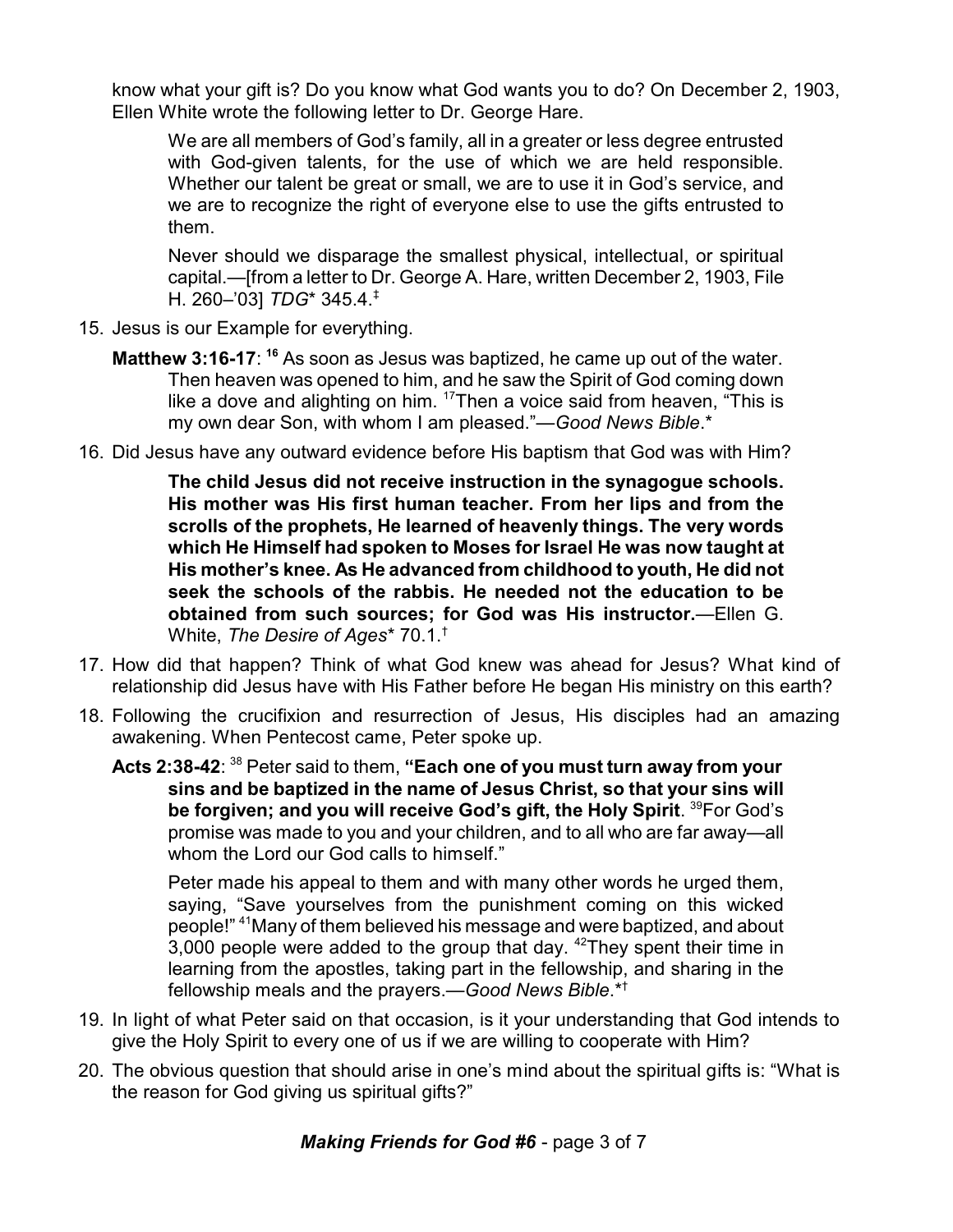know what your gift is? Do you know what God wants you to do? On December 2, 1903, Ellen White wrote the following letter to Dr. George Hare.

> We are all members of God's family, all in a greater or less degree entrusted with God-given talents, for the use of which we are held responsible. Whether our talent be great or small, we are to use it in God's service, and we are to recognize the right of everyone else to use the gifts entrusted to them.
>
> Never should we disparage the smallest physical, intellectual, or spiritual capital.—[from a letter to Dr. George A. Hare, written December 2, 1903, File H. 260–'03] *TDG*\* 345.4.‡

15. Jesus is our Example for everything.

    **Matthew 3:16-17**: **16** As soon as Jesus was baptized, he came up out of the water. Then heaven was opened to him, and he saw the Spirit of God coming down like a dove and alighting on him. 17 Then a voice said from heaven, "This is my own dear Son, with whom I am pleased."—*Good News Bible*.\*

16. Did Jesus have any outward evidence before His baptism that God was with Him?

    > **The child Jesus did not receive instruction in the synagogue schools. His mother was His first human teacher. From her lips and from the scrolls of the prophets, He learned of heavenly things. The very words which He Himself had spoken to Moses for Israel He was now taught at His mother's knee. As He advanced from childhood to youth, He did not seek the schools of the rabbis. He needed not the education to be obtained from such sources; for God was His instructor.**—Ellen G. White, *The Desire of Ages*\* 70.1.†

17. How did that happen? Think of what God knew was ahead for Jesus? What kind of relationship did Jesus have with His Father before He began His ministry on this earth?

18. Following the crucifixion and resurrection of Jesus, His disciples had an amazing awakening. When Pentecost came, Peter spoke up.

    **Acts 2:38-42**: 38 Peter said to them, **"Each one of you must turn away from your sins and be baptized in the name of Jesus Christ, so that your sins will be forgiven; and you will receive God's gift, the Holy Spirit**. 39 For God's promise was made to you and your children, and to all who are far away—all whom the Lord our God calls to himself."

    Peter made his appeal to them and with many other words he urged them, saying, "Save yourselves from the punishment coming on this wicked people!" 41 Many of them believed his message and were baptized, and about 3,000 people were added to the group that day. 42 They spent their time in learning from the apostles, taking part in the fellowship, and sharing in the fellowship meals and the prayers.—*Good News Bible*.\*†

19. In light of what Peter said on that occasion, is it your understanding that God intends to give the Holy Spirit to every one of us if we are willing to cooperate with Him?

20. The obvious question that should arise in one's mind about the spiritual gifts is: "What is the reason for God giving us spiritual gifts?"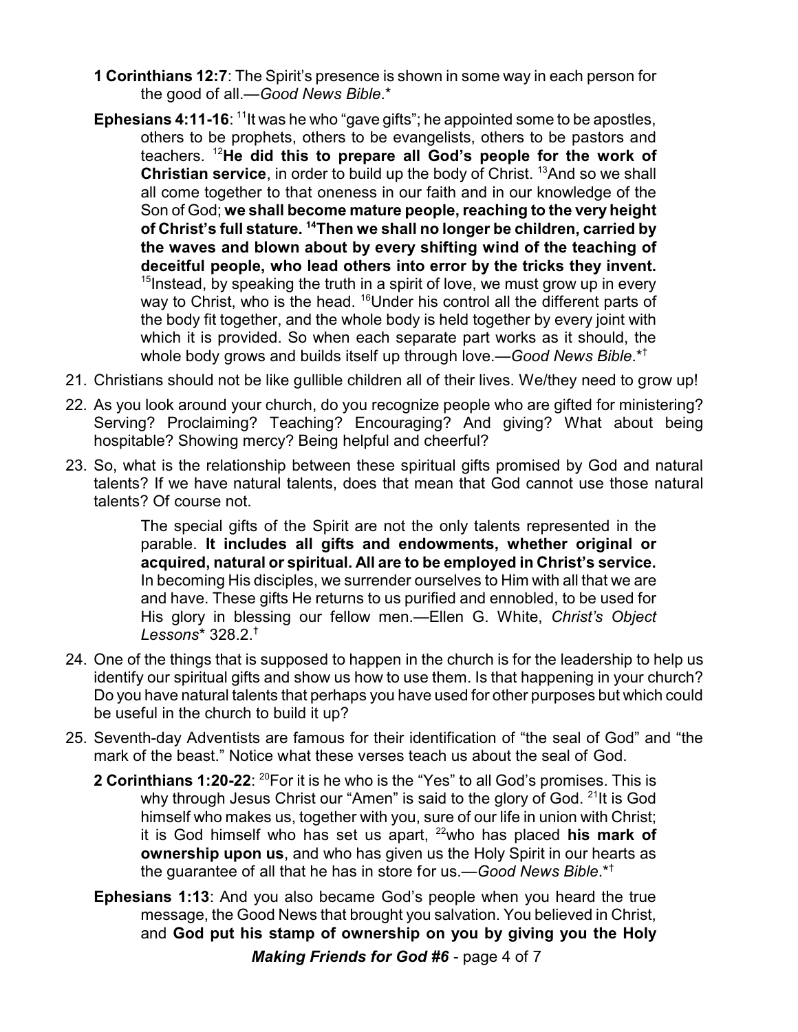**1 Corinthians 12:7**: The Spirit's presence is shown in some way in each person for the good of all.—*Good News Bible*.*

**Ephesians 4:11-16**: [11]It was he who "gave gifts"; he appointed some to be apostles, others to be prophets, others to be evangelists, others to be pastors and teachers. [12]**He did this to prepare all God's people for the work of Christian service**, in order to build up the body of Christ. [13]And so we shall all come together to that oneness in our faith and in our knowledge of the Son of God; **we shall become mature people, reaching to the very height of Christ's full stature. [14]Then we shall no longer be children, carried by the waves and blown about by every shifting wind of the teaching of deceitful people, who lead others into error by the tricks they invent.** [15]Instead, by speaking the truth in a spirit of love, we must grow up in every way to Christ, who is the head. [16]Under his control all the different parts of the body fit together, and the whole body is held together by every joint with which it is provided. So when each separate part works as it should, the whole body grows and builds itself up through love.—*Good News Bible*.*†

21. Christians should not be like gullible children all of their lives. We/they need to grow up!
22. As you look around your church, do you recognize people who are gifted for ministering? Serving? Proclaiming? Teaching? Encouraging? And giving? What about being hospitable? Showing mercy? Being helpful and cheerful?
23. So, what is the relationship between these spiritual gifts promised by God and natural talents? If we have natural talents, does that mean that God cannot use those natural talents? Of course not.

> The special gifts of the Spirit are not the only talents represented in the parable. **It includes all gifts and endowments, whether original or acquired, natural or spiritual. All are to be employed in Christ's service.** In becoming His disciples, we surrender ourselves to Him with all that we are and have. These gifts He returns to us purified and ennobled, to be used for His glory in blessing our fellow men.—Ellen G. White, *Christ's Object Lessons** 328.2.†

24. One of the things that is supposed to happen in the church is for the leadership to help us identify our spiritual gifts and show us how to use them. Is that happening in your church? Do you have natural talents that perhaps you have used for other purposes but which could be useful in the church to build it up?
25. Seventh-day Adventists are famous for their identification of "the seal of God" and "the mark of the beast." Notice what these verses teach us about the seal of God.

**2 Corinthians 1:20-22**: [20]For it is he who is the "Yes" to all God's promises. This is why through Jesus Christ our "Amen" is said to the glory of God. [21]It is God himself who makes us, together with you, sure of our life in union with Christ; it is God himself who has set us apart, [22]who has placed **his mark of ownership upon us**, and who has given us the Holy Spirit in our hearts as the guarantee of all that he has in store for us.—*Good News Bible*.*†

**Ephesians 1:13**: And you also became God's people when you heard the true message, the Good News that brought you salvation. You believed in Christ, and **God put his stamp of ownership on you by giving you the Holy**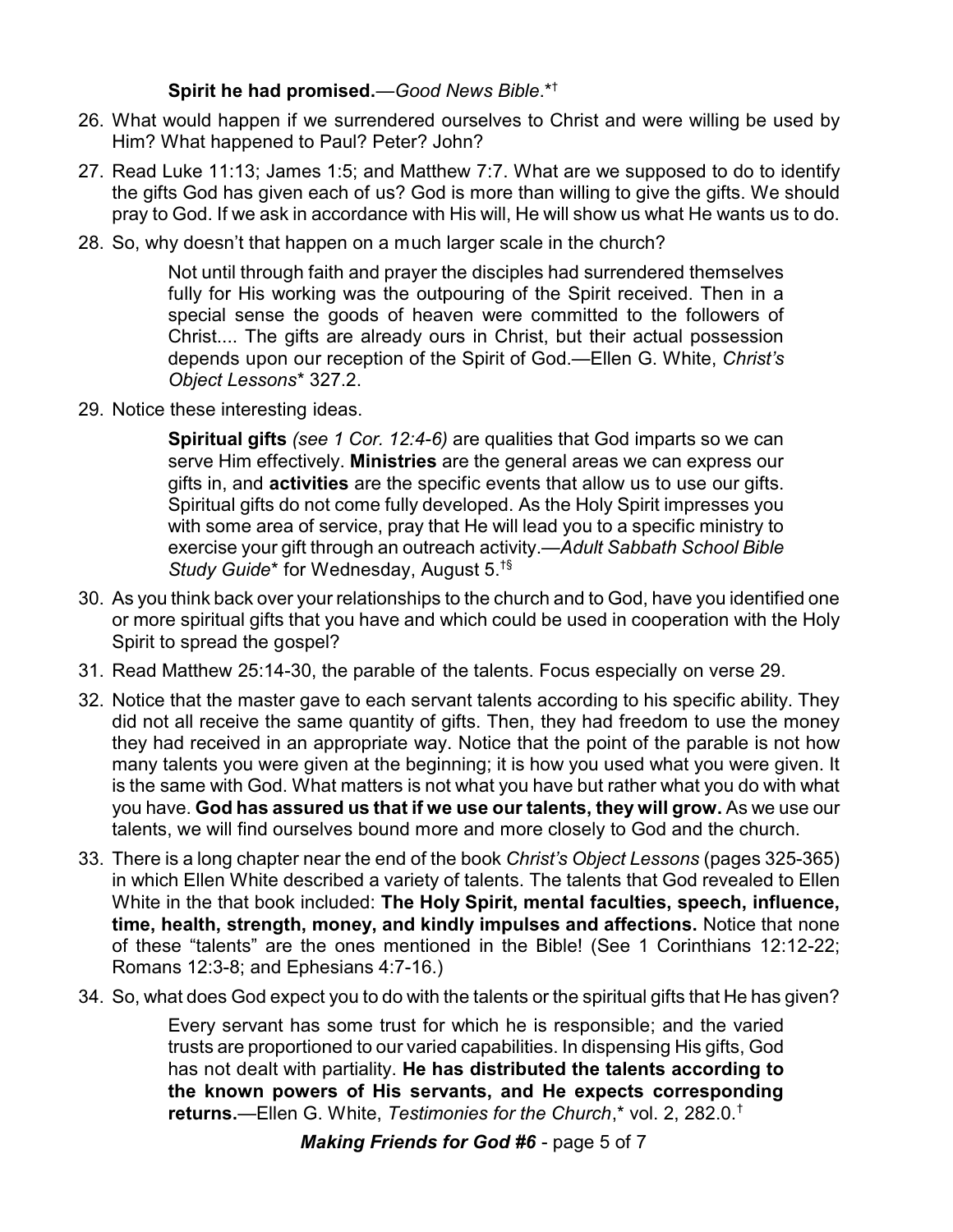**Spirit he had promised.**—*Good News Bible*.*†

26. What would happen if we surrendered ourselves to Christ and were willing be used by Him? What happened to Paul? Peter? John?

27. Read Luke 11:13; James 1:5; and Matthew 7:7. What are we supposed to do to identify the gifts God has given each of us? God is more than willing to give the gifts. We should pray to God. If we ask in accordance with His will, He will show us what He wants us to do.

28. So, why doesn't that happen on a much larger scale in the church?

> Not until through faith and prayer the disciples had surrendered themselves fully for His working was the outpouring of the Spirit received. Then in a special sense the goods of heaven were committed to the followers of Christ.... The gifts are already ours in Christ, but their actual possession depends upon our reception of the Spirit of God.—Ellen G. White, *Christ's Object Lessons** 327.2.

29. Notice these interesting ideas.

> **Spiritual gifts** *(see 1 Cor. 12:4-6)* are qualities that God imparts so we can serve Him effectively. **Ministries** are the general areas we can express our gifts in, and **activities** are the specific events that allow us to use our gifts. Spiritual gifts do not come fully developed. As the Holy Spirit impresses you with some area of service, pray that He will lead you to a specific ministry to exercise your gift through an outreach activity.—*Adult Sabbath School Bible Study Guide** for Wednesday, August 5.†§

30. As you think back over your relationships to the church and to God, have you identified one or more spiritual gifts that you have and which could be used in cooperation with the Holy Spirit to spread the gospel?

31. Read Matthew 25:14-30, the parable of the talents. Focus especially on verse 29.

32. Notice that the master gave to each servant talents according to his specific ability. They did not all receive the same quantity of gifts. Then, they had freedom to use the money they had received in an appropriate way. Notice that the point of the parable is not how many talents you were given at the beginning; it is how you used what you were given. It is the same with God. What matters is not what you have but rather what you do with what you have. **God has assured us that if we use our talents, they will grow.** As we use our talents, we will find ourselves bound more and more closely to God and the church.

33. There is a long chapter near the end of the book *Christ's Object Lessons* (pages 325-365) in which Ellen White described a variety of talents. The talents that God revealed to Ellen White in the that book included: **The Holy Spirit, mental faculties, speech, influence, time, health, strength, money, and kindly impulses and affections.** Notice that none of these "talents" are the ones mentioned in the Bible! (See 1 Corinthians 12:12-22; Romans 12:3-8; and Ephesians 4:7-16.)

34. So, what does God expect you to do with the talents or the spiritual gifts that He has given?

> Every servant has some trust for which he is responsible; and the varied trusts are proportioned to our varied capabilities. In dispensing His gifts, God has not dealt with partiality. **He has distributed the talents according to the known powers of His servants, and He expects corresponding returns.**—Ellen G. White, *Testimonies for the Church*,* vol. 2, 282.0.†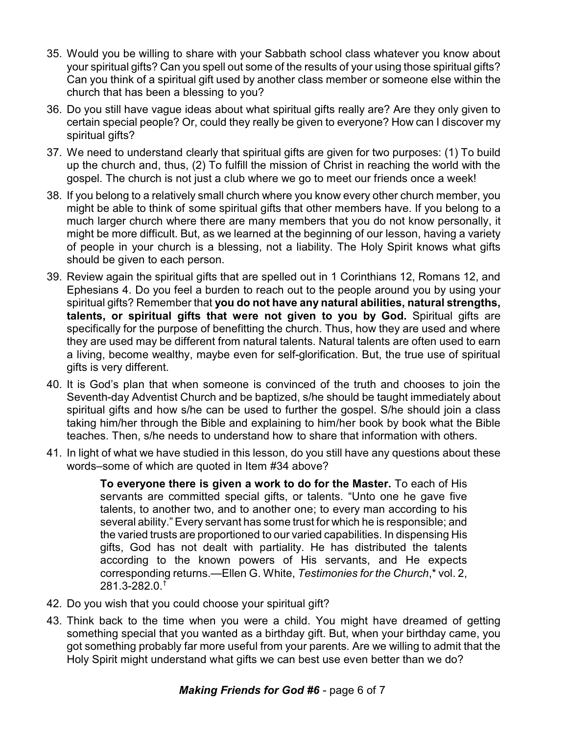35. Would you be willing to share with your Sabbath school class whatever you know about your spiritual gifts? Can you spell out some of the results of your using those spiritual gifts? Can you think of a spiritual gift used by another class member or someone else within the church that has been a blessing to you?

36. Do you still have vague ideas about what spiritual gifts really are? Are they only given to certain special people? Or, could they really be given to everyone? How can I discover my spiritual gifts?

37. We need to understand clearly that spiritual gifts are given for two purposes: (1) To build up the church and, thus, (2) To fulfill the mission of Christ in reaching the world with the gospel. The church is not just a club where we go to meet our friends once a week!

38. If you belong to a relatively small church where you know every other church member, you might be able to think of some spiritual gifts that other members have. If you belong to a much larger church where there are many members that you do not know personally, it might be more difficult. But, as we learned at the beginning of our lesson, having a variety of people in your church is a blessing, not a liability. The Holy Spirit knows what gifts should be given to each person.

39. Review again the spiritual gifts that are spelled out in 1 Corinthians 12, Romans 12, and Ephesians 4. Do you feel a burden to reach out to the people around you by using your spiritual gifts? Remember that **you do not have any natural abilities, natural strengths, talents, or spiritual gifts that were not given to you by God.** Spiritual gifts are specifically for the purpose of benefitting the church. Thus, how they are used and where they are used may be different from natural talents. Natural talents are often used to earn a living, become wealthy, maybe even for self-glorification. But, the true use of spiritual gifts is very different.

40. It is God's plan that when someone is convinced of the truth and chooses to join the Seventh-day Adventist Church and be baptized, s/he should be taught immediately about spiritual gifts and how s/he can be used to further the gospel. S/he should join a class taking him/her through the Bible and explaining to him/her book by book what the Bible teaches. Then, s/he needs to understand how to share that information with others.

41. In light of what we have studied in this lesson, do you still have any questions about these words–some of which are quoted in Item #34 above?

    > **To everyone there is given a work to do for the Master.** To each of His servants are committed special gifts, or talents. "Unto one he gave five talents, to another two, and to another one; to every man according to his several ability." Every servant has some trust for which he is responsible; and the varied trusts are proportioned to our varied capabilities. In dispensing His gifts, God has not dealt with partiality. He has distributed the talents according to the known powers of His servants, and He expects corresponding returns.—Ellen G. White, *Testimonies for the Church*,* vol. 2, 281.3-282.0.†

42. Do you wish that you could choose your spiritual gift?

43. Think back to the time when you were a child. You might have dreamed of getting something special that you wanted as a birthday gift. But, when your birthday came, you got something probably far more useful from your parents. Are we willing to admit that the Holy Spirit might understand what gifts we can best use even better than we do?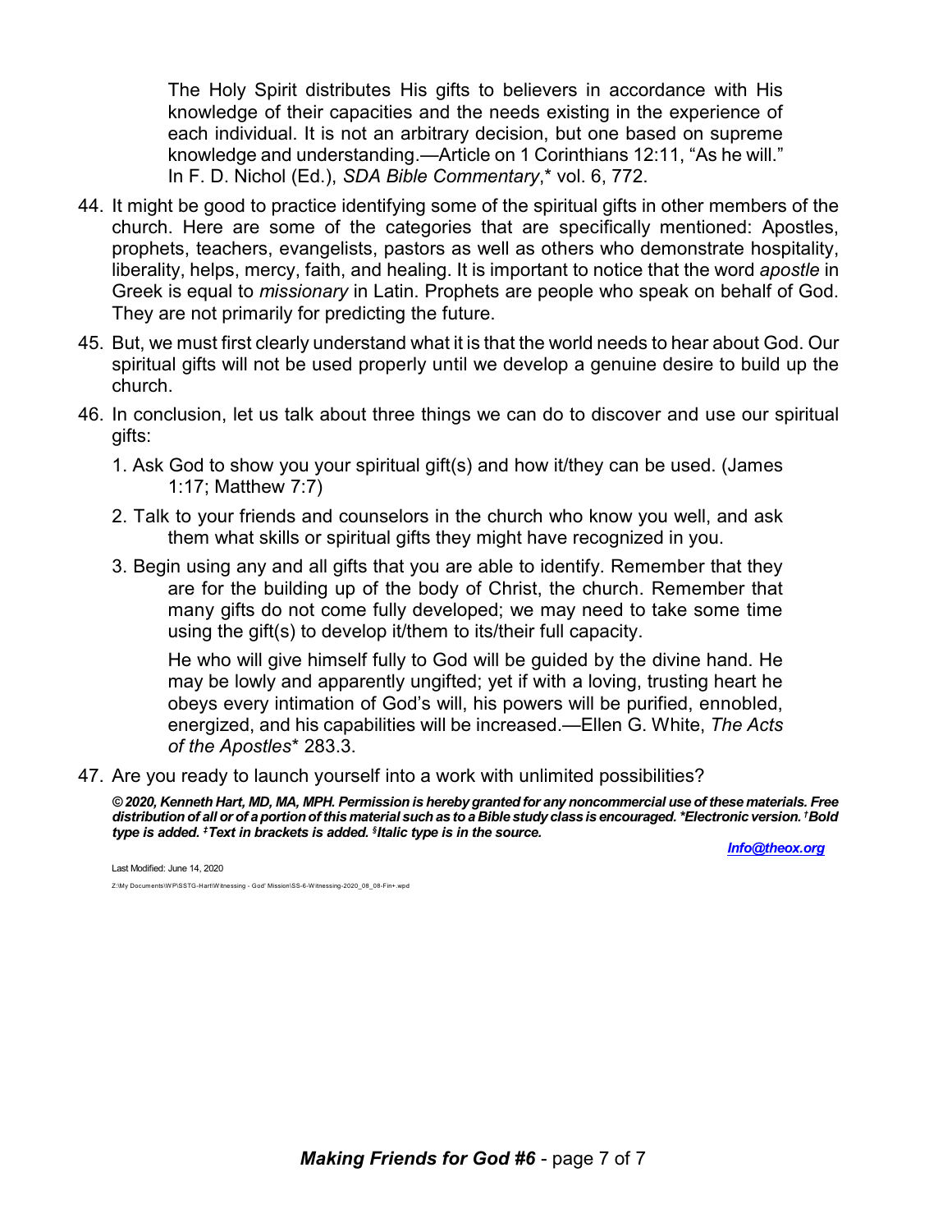> The Holy Spirit distributes His gifts to believers in accordance with His knowledge of their capacities and the needs existing in the experience of each individual. It is not an arbitrary decision, but one based on supreme knowledge and understanding.—Article on 1 Corinthians 12:11, "As he will." In F. D. Nichol (Ed.), *SDA Bible Commentary*,* vol. 6, 772.

44. It might be good to practice identifying some of the spiritual gifts in other members of the church. Here are some of the categories that are specifically mentioned: Apostles, prophets, teachers, evangelists, pastors as well as others who demonstrate hospitality, liberality, helps, mercy, faith, and healing. It is important to notice that the word *apostle* in Greek is equal to *missionary* in Latin. Prophets are people who speak on behalf of God. They are not primarily for predicting the future.

45. But, we must first clearly understand what it is that the world needs to hear about God. Our spiritual gifts will not be used properly until we develop a genuine desire to build up the church.

46. In conclusion, let us talk about three things we can do to discover and use our spiritual gifts:

    1. Ask God to show you your spiritual gift(s) and how it/they can be used. (James 1:17; Matthew 7:7)
    2. Talk to your friends and counselors in the church who know you well, and ask them what skills or spiritual gifts they might have recognized in you.
    3. Begin using any and all gifts that you are able to identify. Remember that they are for the building up of the body of Christ, the church. Remember that many gifts do not come fully developed; we may need to take some time using the gift(s) to develop it/them to its/their full capacity.

    > He who will give himself fully to God will be guided by the divine hand. He may be lowly and apparently ungifted; yet if with a loving, trusting heart he obeys every intimation of God's will, his powers will be purified, ennobled, energized, and his capabilities will be increased.—Ellen G. White, *The Acts of the Apostles** 283.3.

47. Are you ready to launch yourself into a work with unlimited possibilities?

***© 2020, Kenneth Hart, MD, MA, MPH. Permission is hereby granted for any noncommercial use of these materials. Free distribution of all or of a portion of this material such as to a Bible study class is encouraged. *Electronic version. †Bold type is added. ‡Text in brackets is added. §Italic type is in the source.***

***Info@theox.org***

Last Modified: June 14, 2020

Z:\My Documents\WP\SSTG-Hart\Witnessing - God' Mission\SS-6-Witnessing-2020_08_08-Fin+.wpd